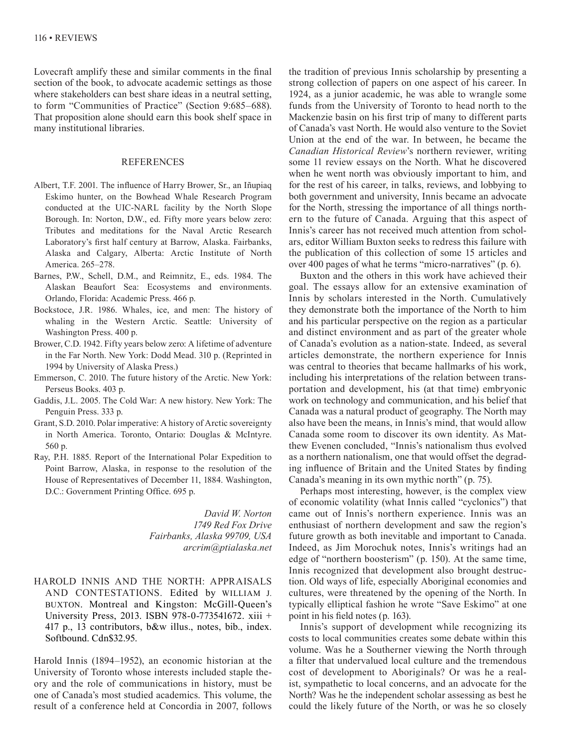Lovecraft amplify these and similar comments in the final section of the book, to advocate academic settings as those where stakeholders can best share ideas in a neutral setting, to form "Communities of Practice" (Section 9:685–688). That proposition alone should earn this book shelf space in many institutional libraries.

## REFERENCES

Albert, T.F. 2001. The influence of Harry Brower, Sr., an Iñupiaq Eskimo hunter, on the Bowhead Whale Research Program conducted at the UIC-NARL facility by the North Slope Borough. In: Norton, D.W., ed. Fifty more years below zero: Tributes and meditations for the Naval Arctic Research Laboratory's first half century at Barrow, Alaska. Fairbanks, Alaska and Calgary, Alberta: Arctic Institute of North America. 265–278.

Barnes, P.W., Schell, D.M., and Reimnitz, E., eds. 1984. The Alaskan Beaufort Sea: Ecosystems and environments. Orlando, Florida: Academic Press. 466 p.

Bockstoce, J.R. 1986. Whales, ice, and men: The history of whaling in the Western Arctic. Seattle: University of Washington Press. 400 p.

Brower, C.D. 1942. Fifty years below zero: A lifetime of adventure in the Far North. New York: Dodd Mead. 310 p. (Reprinted in 1994 by University of Alaska Press.)

Emmerson, C. 2010. The future history of the Arctic. New York: Perseus Books. 403 p.

Gaddis, J.L. 2005. The Cold War: A new history. New York: The Penguin Press. 333 p.

Grant, S.D. 2010. Polar imperative: A history of Arctic sovereignty in North America. Toronto, Ontario: Douglas & McIntyre. 560 p.

Ray, P.H. 1885. Report of the International Polar Expedition to Point Barrow, Alaska, in response to the resolution of the House of Representatives of December 11, 1884. Washington, D.C.: Government Printing Office. 695 p.

*David W. Norton*
*1749 Red Fox Drive*
*Fairbanks, Alaska 99709, USA*
*arcrim@ptialaska.net*

HAROLD INNIS AND THE NORTH: APPRAISALS AND CONTESTATIONS. Edited by WILLIAM J. BUXTON. Montreal and Kingston: McGill-Queen's University Press, 2013. ISBN 978-0-773541672. xiii + 417 p., 13 contributors, b&w illus., notes, bib., index. Softbound. Cdn$32.95.

Harold Innis (1894–1952), an economic historian at the University of Toronto whose interests included staple theory and the role of communications in history, must be one of Canada's most studied academics. This volume, the result of a conference held at Concordia in 2007, follows the tradition of previous Innis scholarship by presenting a strong collection of papers on one aspect of his career. In 1924, as a junior academic, he was able to wrangle some funds from the University of Toronto to head north to the Mackenzie basin on his first trip of many to different parts of Canada's vast North. He would also venture to the Soviet Union at the end of the war. In between, he became the *Canadian Historical Review*'s northern reviewer, writing some 11 review essays on the North. What he discovered when he went north was obviously important to him, and for the rest of his career, in talks, reviews, and lobbying to both government and university, Innis became an advocate for the North, stressing the importance of all things northern to the future of Canada. Arguing that this aspect of Innis's career has not received much attention from scholars, editor William Buxton seeks to redress this failure with the publication of this collection of some 15 articles and over 400 pages of what he terms "micro-narratives" (p. 6).

Buxton and the others in this work have achieved their goal. The essays allow for an extensive examination of Innis by scholars interested in the North. Cumulatively they demonstrate both the importance of the North to him and his particular perspective on the region as a particular and distinct environment and as part of the greater whole of Canada's evolution as a nation-state. Indeed, as several articles demonstrate, the northern experience for Innis was central to theories that became hallmarks of his work, including his interpretations of the relation between transportation and development, his (at that time) embryonic work on technology and communication, and his belief that Canada was a natural product of geography. The North may also have been the means, in Innis's mind, that would allow Canada some room to discover its own identity. As Matthew Evenen concluded, "Innis's nationalism thus evolved as a northern nationalism, one that would offset the degrading influence of Britain and the United States by finding Canada's meaning in its own mythic north" (p. 75).

Perhaps most interesting, however, is the complex view of economic volatility (what Innis called "cyclonics") that came out of Innis's northern experience. Innis was an enthusiast of northern development and saw the region's future growth as both inevitable and important to Canada. Indeed, as Jim Morochuk notes, Innis's writings had an edge of "northern boosterism" (p. 150). At the same time, Innis recognized that development also brought destruction. Old ways of life, especially Aboriginal economies and cultures, were threatened by the opening of the North. In typically elliptical fashion he wrote "Save Eskimo" at one point in his field notes (p. 163).

Innis's support of development while recognizing its costs to local communities creates some debate within this volume. Was he a Southerner viewing the North through a filter that undervalued local culture and the tremendous cost of development to Aboriginals? Or was he a realist, sympathetic to local concerns, and an advocate for the North? Was he the independent scholar assessing as best he could the likely future of the North, or was he so closely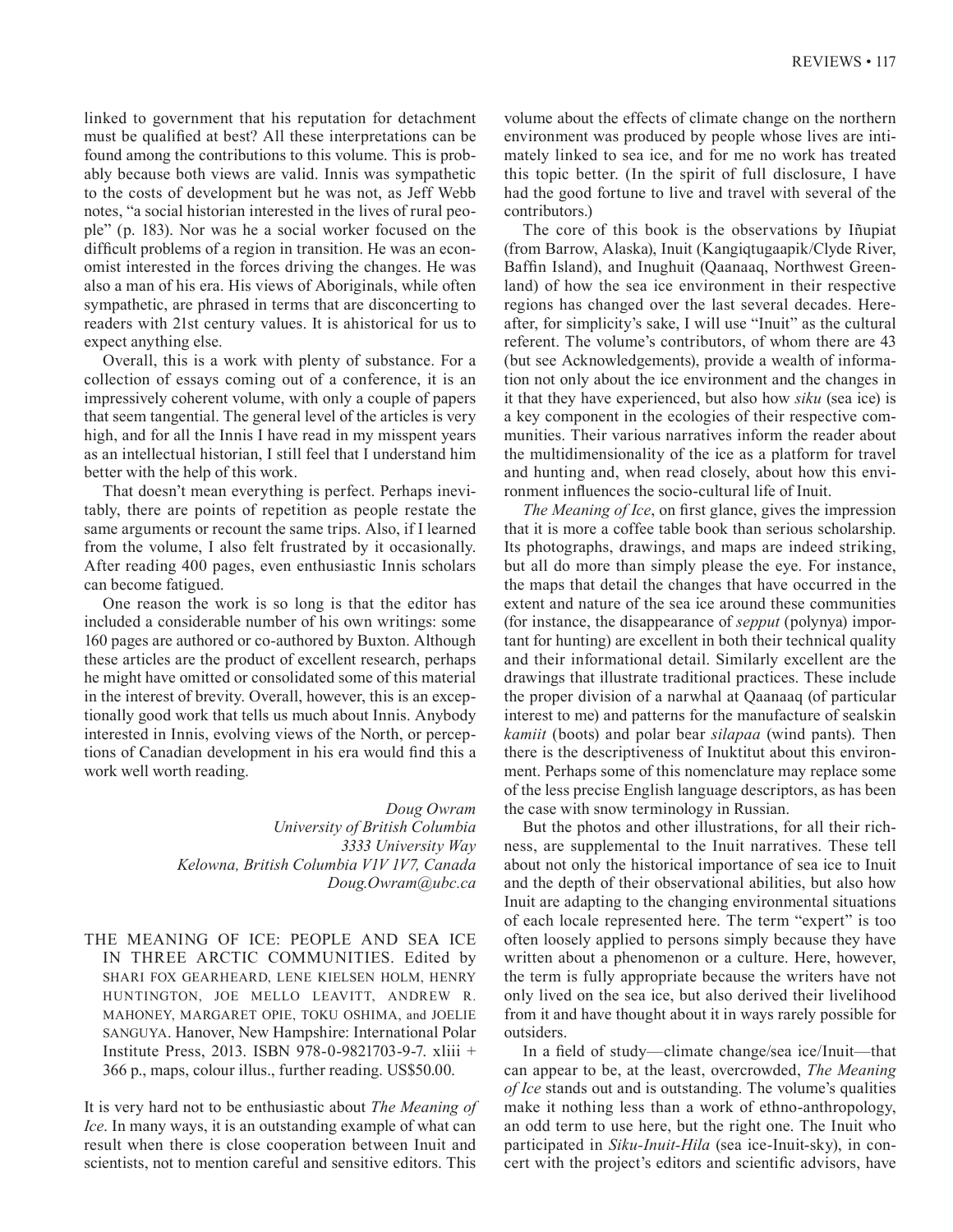linked to government that his reputation for detachment must be qualified at best? All these interpretations can be found among the contributions to this volume. This is probably because both views are valid. Innis was sympathetic to the costs of development but he was not, as Jeff Webb notes, "a social historian interested in the lives of rural people" (p. 183). Nor was he a social worker focused on the difficult problems of a region in transition. He was an economist interested in the forces driving the changes. He was also a man of his era. His views of Aboriginals, while often sympathetic, are phrased in terms that are disconcerting to readers with 21st century values. It is ahistorical for us to expect anything else.

Overall, this is a work with plenty of substance. For a collection of essays coming out of a conference, it is an impressively coherent volume, with only a couple of papers that seem tangential. The general level of the articles is very high, and for all the Innis I have read in my misspent years as an intellectual historian, I still feel that I understand him better with the help of this work.

That doesn't mean everything is perfect. Perhaps inevitably, there are points of repetition as people restate the same arguments or recount the same trips. Also, if I learned from the volume, I also felt frustrated by it occasionally. After reading 400 pages, even enthusiastic Innis scholars can become fatigued.

One reason the work is so long is that the editor has included a considerable number of his own writings: some 160 pages are authored or co-authored by Buxton. Although these articles are the product of excellent research, perhaps he might have omitted or consolidated some of this material in the interest of brevity. Overall, however, this is an exceptionally good work that tells us much about Innis. Anybody interested in Innis, evolving views of the North, or perceptions of Canadian development in his era would find this a work well worth reading.

*Doug Owram*
*University of British Columbia*
*3333 University Way*
*Kelowna, British Columbia V1V 1V7, Canada*
*Doug.Owram@ubc.ca*

THE MEANING OF ICE: PEOPLE AND SEA ICE IN THREE ARCTIC COMMUNITIES. Edited by SHARI FOX GEARHEARD, LENE KIELSEN HOLM, HENRY HUNTINGTON, JOE MELLO LEAVITT, ANDREW R. MAHONEY, MARGARET OPIE, TOKU OSHIMA, and JOELIE SANGUYA. Hanover, New Hampshire: International Polar Institute Press, 2013. ISBN 978-0-9821703-9-7. xliii + 366 p., maps, colour illus., further reading. US$50.00.

It is very hard not to be enthusiastic about *The Meaning of Ice*. In many ways, it is an outstanding example of what can result when there is close cooperation between Inuit and scientists, not to mention careful and sensitive editors. This volume about the effects of climate change on the northern environment was produced by people whose lives are intimately linked to sea ice, and for me no work has treated this topic better. (In the spirit of full disclosure, I have had the good fortune to live and travel with several of the contributors.)

The core of this book is the observations by Iñupiat (from Barrow, Alaska), Inuit (Kangiqtugaapik/Clyde River, Baffin Island), and Inughuit (Qaanaaq, Northwest Greenland) of how the sea ice environment in their respective regions has changed over the last several decades. Hereafter, for simplicity's sake, I will use "Inuit" as the cultural referent. The volume's contributors, of whom there are 43 (but see Acknowledgements), provide a wealth of information not only about the ice environment and the changes in it that they have experienced, but also how *siku* (sea ice) is a key component in the ecologies of their respective communities. Their various narratives inform the reader about the multidimensionality of the ice as a platform for travel and hunting and, when read closely, about how this environment influences the socio-cultural life of Inuit.

*The Meaning of Ice*, on first glance, gives the impression that it is more a coffee table book than serious scholarship. Its photographs, drawings, and maps are indeed striking, but all do more than simply please the eye. For instance, the maps that detail the changes that have occurred in the extent and nature of the sea ice around these communities (for instance, the disappearance of *sepput* (polynya) important for hunting) are excellent in both their technical quality and their informational detail. Similarly excellent are the drawings that illustrate traditional practices. These include the proper division of a narwhal at Qaanaaq (of particular interest to me) and patterns for the manufacture of sealskin *kamiit* (boots) and polar bear *silapaa* (wind pants). Then there is the descriptiveness of Inuktitut about this environment. Perhaps some of this nomenclature may replace some of the less precise English language descriptors, as has been the case with snow terminology in Russian.

But the photos and other illustrations, for all their richness, are supplemental to the Inuit narratives. These tell about not only the historical importance of sea ice to Inuit and the depth of their observational abilities, but also how Inuit are adapting to the changing environmental situations of each locale represented here. The term "expert" is too often loosely applied to persons simply because they have written about a phenomenon or a culture. Here, however, the term is fully appropriate because the writers have not only lived on the sea ice, but also derived their livelihood from it and have thought about it in ways rarely possible for outsiders.

In a field of study—climate change/sea ice/Inuit—that can appear to be, at the least, overcrowded, *The Meaning of Ice* stands out and is outstanding. The volume's qualities make it nothing less than a work of ethno-anthropology, an odd term to use here, but the right one. The Inuit who participated in *Siku-Inuit-Hila* (sea ice-Inuit-sky), in concert with the project's editors and scientific advisors, have